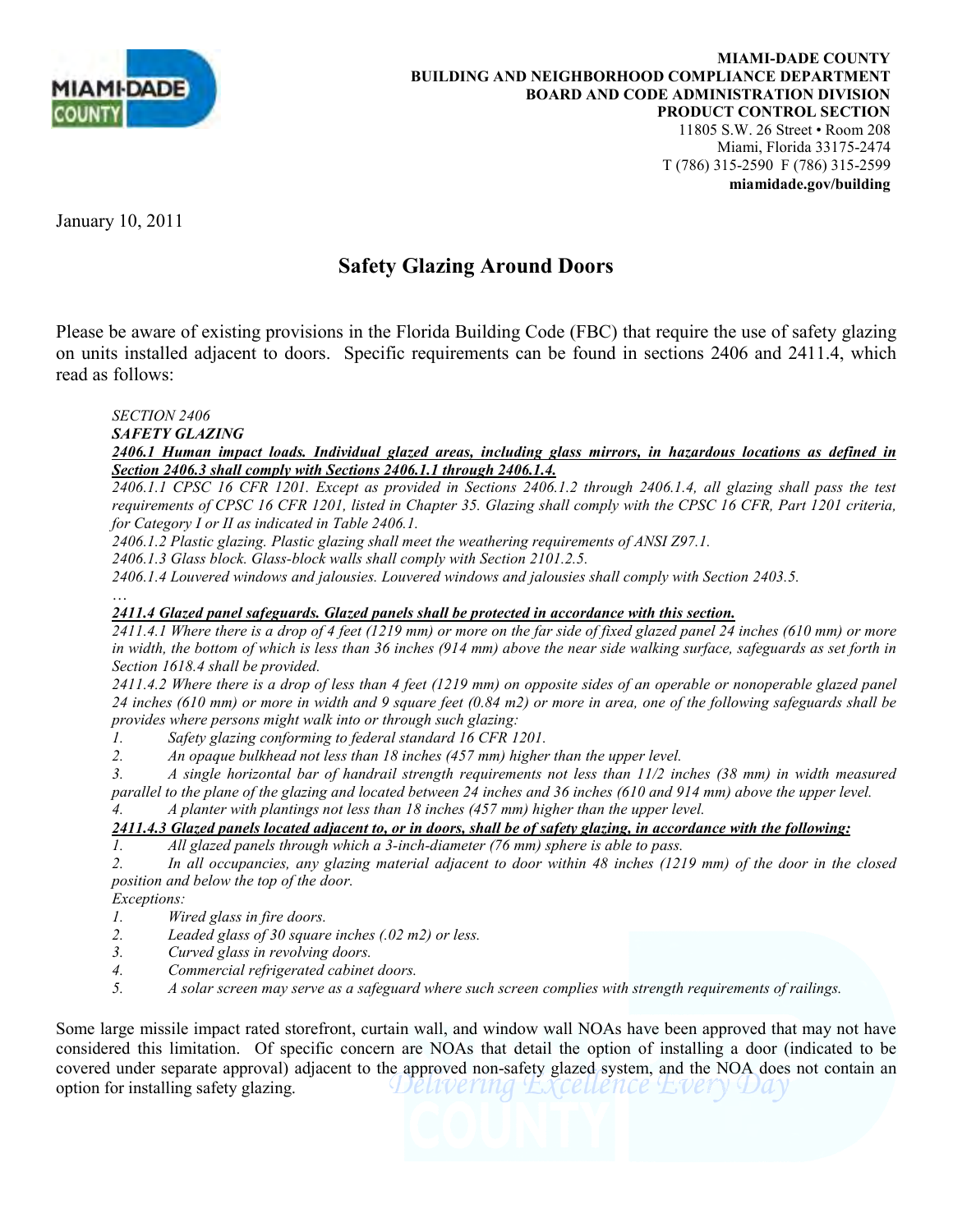**MIAMI-DADE COUNTY**
**BUILDING AND NEIGHBORHOOD COMPLIANCE DEPARTMENT**
**BOARD AND CODE ADMINISTRATION DIVISION**
**PRODUCT CONTROL SECTION**
11805 S.W. 26 Street • Room 208
Miami, Florida 33175-2474
T (786) 315-2590 F (786) 315-2599
**miamidade.gov/building**

January 10, 2011

# Safety Glazing Around Doors

Please be aware of existing provisions in the Florida Building Code (FBC) that require the use of safety glazing on units installed adjacent to doors. Specific requirements can be found in sections 2406 and 2411.4, which read as follows:

*SECTION 2406*

***SAFETY GLAZING***

***2406.1 Human impact loads. Individual glazed areas, including glass mirrors, in hazardous locations as defined in Section 2406.3 shall comply with Sections 2406.1.1 through 2406.1.4.***

*2406.1.1 CPSC 16 CFR 1201. Except as provided in Sections 2406.1.2 through 2406.1.4, all glazing shall pass the test requirements of CPSC 16 CFR 1201, listed in Chapter 35. Glazing shall comply with the CPSC 16 CFR, Part 1201 criteria, for Category I or II as indicated in Table 2406.1.*

*2406.1.2 Plastic glazing. Plastic glazing shall meet the weathering requirements of ANSI Z97.1.*

*2406.1.3 Glass block. Glass-block walls shall comply with Section 2101.2.5.*

*2406.1.4 Louvered windows and jalousies. Louvered windows and jalousies shall comply with Section 2403.5.*

*…*

***2411.4 Glazed panel safeguards. Glazed panels shall be protected in accordance with this section.***

*2411.4.1 Where there is a drop of 4 feet (1219 mm) or more on the far side of fixed glazed panel 24 inches (610 mm) or more in width, the bottom of which is less than 36 inches (914 mm) above the near side walking surface, safeguards as set forth in Section 1618.4 shall be provided.*

*2411.4.2 Where there is a drop of less than 4 feet (1219 mm) on opposite sides of an operable or nonoperable glazed panel 24 inches (610 mm) or more in width and 9 square feet (0.84 m2) or more in area, one of the following safeguards shall be provides where persons might walk into or through such glazing:*

1. *Safety glazing conforming to federal standard 16 CFR 1201.*
2. *An opaque bulkhead not less than 18 inches (457 mm) higher than the upper level.*
3. *A single horizontal bar of handrail strength requirements not less than 11/2 inches (38 mm) in width measured parallel to the plane of the glazing and located between 24 inches and 36 inches (610 and 914 mm) above the upper level.*
4. *A planter with plantings not less than 18 inches (457 mm) higher than the upper level.*

***2411.4.3 Glazed panels located adjacent to, or in doors, shall be of safety glazing, in accordance with the following:***

1. *All glazed panels through which a 3-inch-diameter (76 mm) sphere is able to pass.*
2. *In all occupancies, any glazing material adjacent to door within 48 inches (1219 mm) of the door in the closed position and below the top of the door.*

*Exceptions:*

1. *Wired glass in fire doors.*
2. *Leaded glass of 30 square inches (.02 m2) or less.*
3. *Curved glass in revolving doors.*
4. *Commercial refrigerated cabinet doors.*
5. *A solar screen may serve as a safeguard where such screen complies with strength requirements of railings.*

Some large missile impact rated storefront, curtain wall, and window wall NOAs have been approved that may not have considered this limitation. Of specific concern are NOAs that detail the option of installing a door (indicated to be covered under separate approval) adjacent to the approved non-safety glazed system, and the NOA does not contain an option for installing safety glazing.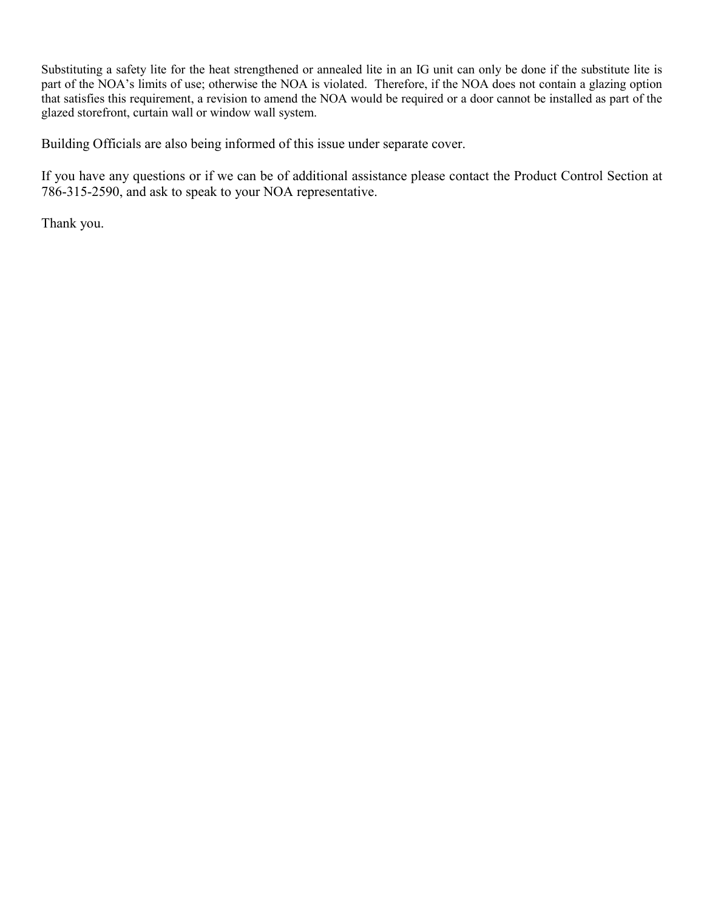Substituting a safety lite for the heat strengthened or annealed lite in an IG unit can only be done if the substitute lite is part of the NOA's limits of use; otherwise the NOA is violated. Therefore, if the NOA does not contain a glazing option that satisfies this requirement, a revision to amend the NOA would be required or a door cannot be installed as part of the glazed storefront, curtain wall or window wall system.

Building Officials are also being informed of this issue under separate cover.

If you have any questions or if we can be of additional assistance please contact the Product Control Section at 786-315-2590, and ask to speak to your NOA representative.

Thank you.